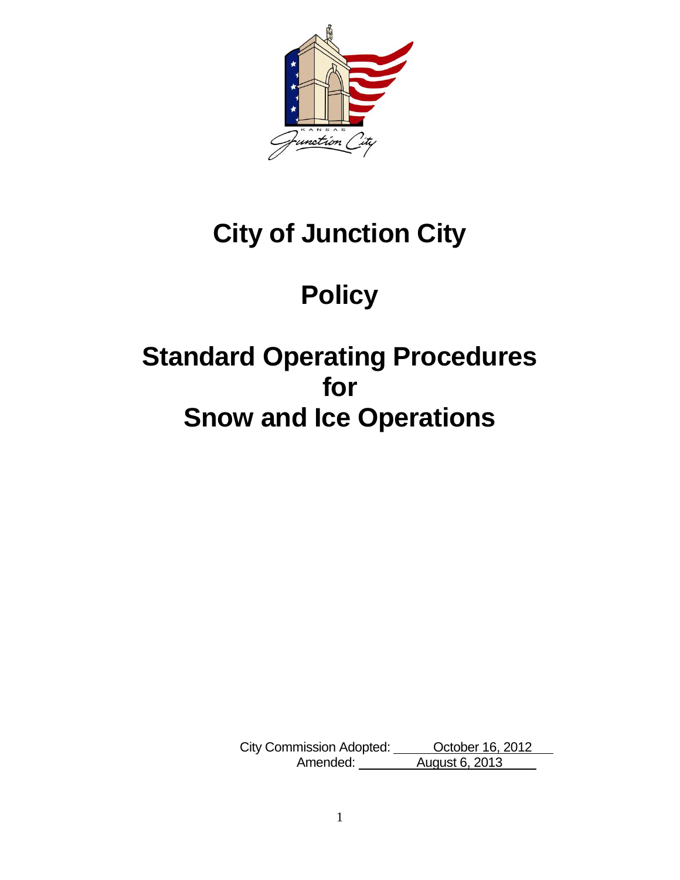# City of Junction City

# Policy

# Standard Operating Procedures for Snow and Ice Operations

City Commission Adopted: October 16, 2012
Amended: August 6, 2013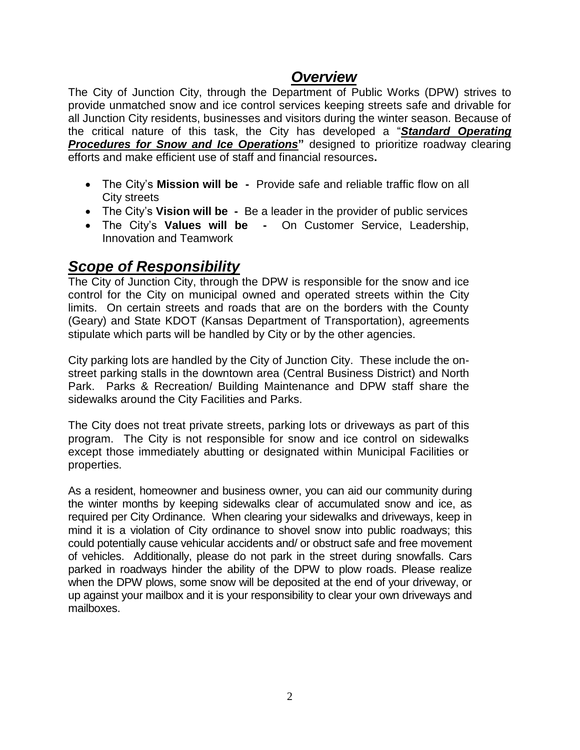## ***Overview***

The City of Junction City, through the Department of Public Works (DPW) strives to provide unmatched snow and ice control services keeping streets safe and drivable for all Junction City residents, businesses and visitors during the winter season. Because of the critical nature of this task, the City has developed a "***Standard Operating Procedures for Snow and Ice Operations***" designed to prioritize roadway clearing efforts and make efficient use of staff and financial resources**.**

- The City's **Mission will be -** Provide safe and reliable traffic flow on all City streets
- The City's **Vision will be -** Be a leader in the provider of public services
- The City's **Values will be -** On Customer Service, Leadership, Innovation and Teamwork

## ***Scope of Responsibility***

The City of Junction City, through the DPW is responsible for the snow and ice control for the City on municipal owned and operated streets within the City limits. On certain streets and roads that are on the borders with the County (Geary) and State KDOT (Kansas Department of Transportation), agreements stipulate which parts will be handled by City or by the other agencies.

City parking lots are handled by the City of Junction City. These include the on-street parking stalls in the downtown area (Central Business District) and North Park. Parks & Recreation/ Building Maintenance and DPW staff share the sidewalks around the City Facilities and Parks.

The City does not treat private streets, parking lots or driveways as part of this program. The City is not responsible for snow and ice control on sidewalks except those immediately abutting or designated within Municipal Facilities or properties.

As a resident, homeowner and business owner, you can aid our community during the winter months by keeping sidewalks clear of accumulated snow and ice, as required per City Ordinance. When clearing your sidewalks and driveways, keep in mind it is a violation of City ordinance to shovel snow into public roadways; this could potentially cause vehicular accidents and/ or obstruct safe and free movement of vehicles. Additionally, please do not park in the street during snowfalls. Cars parked in roadways hinder the ability of the DPW to plow roads. Please realize when the DPW plows, some snow will be deposited at the end of your driveway, or up against your mailbox and it is your responsibility to clear your own driveways and mailboxes.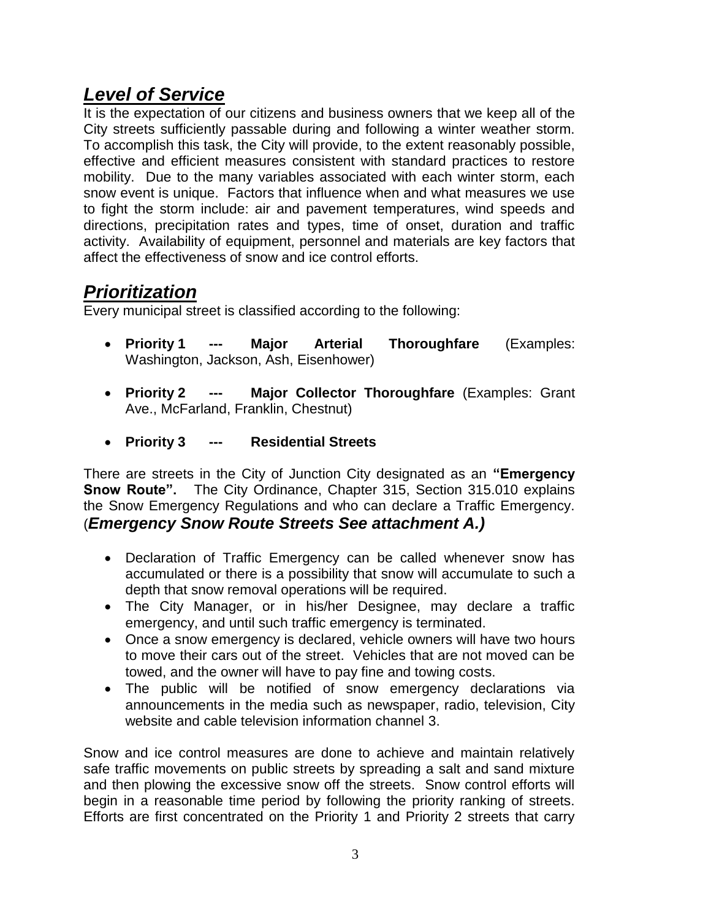## ***Level of Service***

It is the expectation of our citizens and business owners that we keep all of the City streets sufficiently passable during and following a winter weather storm. To accomplish this task, the City will provide, to the extent reasonably possible, effective and efficient measures consistent with standard practices to restore mobility. Due to the many variables associated with each winter storm, each snow event is unique. Factors that influence when and what measures we use to fight the storm include: air and pavement temperatures, wind speeds and directions, precipitation rates and types, time of onset, duration and traffic activity. Availability of equipment, personnel and materials are key factors that affect the effectiveness of snow and ice control efforts.

## ***Prioritization***

Every municipal street is classified according to the following:

- **Priority 1 --- Major Arterial Thoroughfare** (Examples: Washington, Jackson, Ash, Eisenhower)
- **Priority 2 --- Major Collector Thoroughfare** (Examples: Grant Ave., McFarland, Franklin, Chestnut)
- **Priority 3 --- Residential Streets**

There are streets in the City of Junction City designated as an **"Emergency Snow Route".** The City Ordinance, Chapter 315, Section 315.010 explains the Snow Emergency Regulations and who can declare a Traffic Emergency. (***Emergency Snow Route Streets See attachment A.)***

- Declaration of Traffic Emergency can be called whenever snow has accumulated or there is a possibility that snow will accumulate to such a depth that snow removal operations will be required.
- The City Manager, or in his/her Designee, may declare a traffic emergency, and until such traffic emergency is terminated.
- Once a snow emergency is declared, vehicle owners will have two hours to move their cars out of the street. Vehicles that are not moved can be towed, and the owner will have to pay fine and towing costs.
- The public will be notified of snow emergency declarations via announcements in the media such as newspaper, radio, television, City website and cable television information channel 3.

Snow and ice control measures are done to achieve and maintain relatively safe traffic movements on public streets by spreading a salt and sand mixture and then plowing the excessive snow off the streets. Snow control efforts will begin in a reasonable time period by following the priority ranking of streets. Efforts are first concentrated on the Priority 1 and Priority 2 streets that carry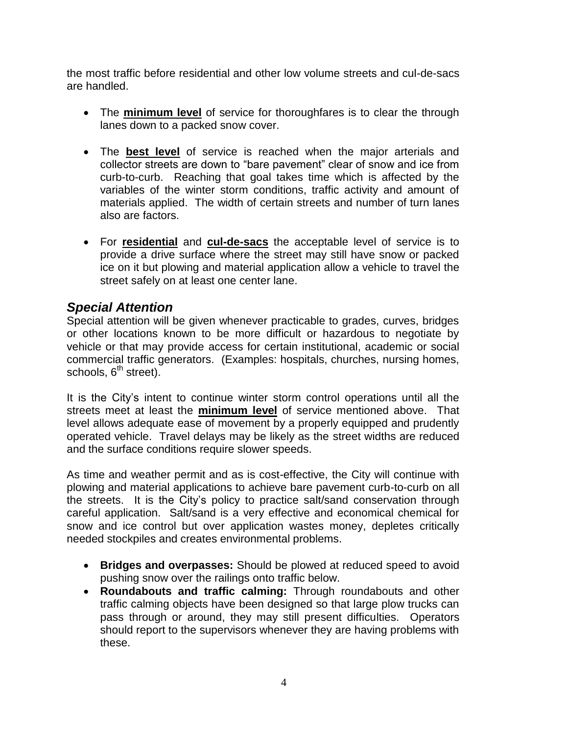the most traffic before residential and other low volume streets and cul-de-sacs are handled.

- The **minimum level** of service for thoroughfares is to clear the through lanes down to a packed snow cover.
- The **best level** of service is reached when the major arterials and collector streets are down to "bare pavement" clear of snow and ice from curb-to-curb. Reaching that goal takes time which is affected by the variables of the winter storm conditions, traffic activity and amount of materials applied. The width of certain streets and number of turn lanes also are factors.
- For **residential** and **cul-de-sacs** the acceptable level of service is to provide a drive surface where the street may still have snow or packed ice on it but plowing and material application allow a vehicle to travel the street safely on at least one center lane.

## *Special Attention*

Special attention will be given whenever practicable to grades, curves, bridges or other locations known to be more difficult or hazardous to negotiate by vehicle or that may provide access for certain institutional, academic or social commercial traffic generators. (Examples: hospitals, churches, nursing homes, schools, 6th street).

It is the City's intent to continue winter storm control operations until all the streets meet at least the **minimum level** of service mentioned above. That level allows adequate ease of movement by a properly equipped and prudently operated vehicle. Travel delays may be likely as the street widths are reduced and the surface conditions require slower speeds.

As time and weather permit and as is cost-effective, the City will continue with plowing and material applications to achieve bare pavement curb-to-curb on all the streets. It is the City's policy to practice salt/sand conservation through careful application. Salt/sand is a very effective and economical chemical for snow and ice control but over application wastes money, depletes critically needed stockpiles and creates environmental problems.

- **Bridges and overpasses:** Should be plowed at reduced speed to avoid pushing snow over the railings onto traffic below.
- **Roundabouts and traffic calming:** Through roundabouts and other traffic calming objects have been designed so that large plow trucks can pass through or around, they may still present difficulties. Operators should report to the supervisors whenever they are having problems with these.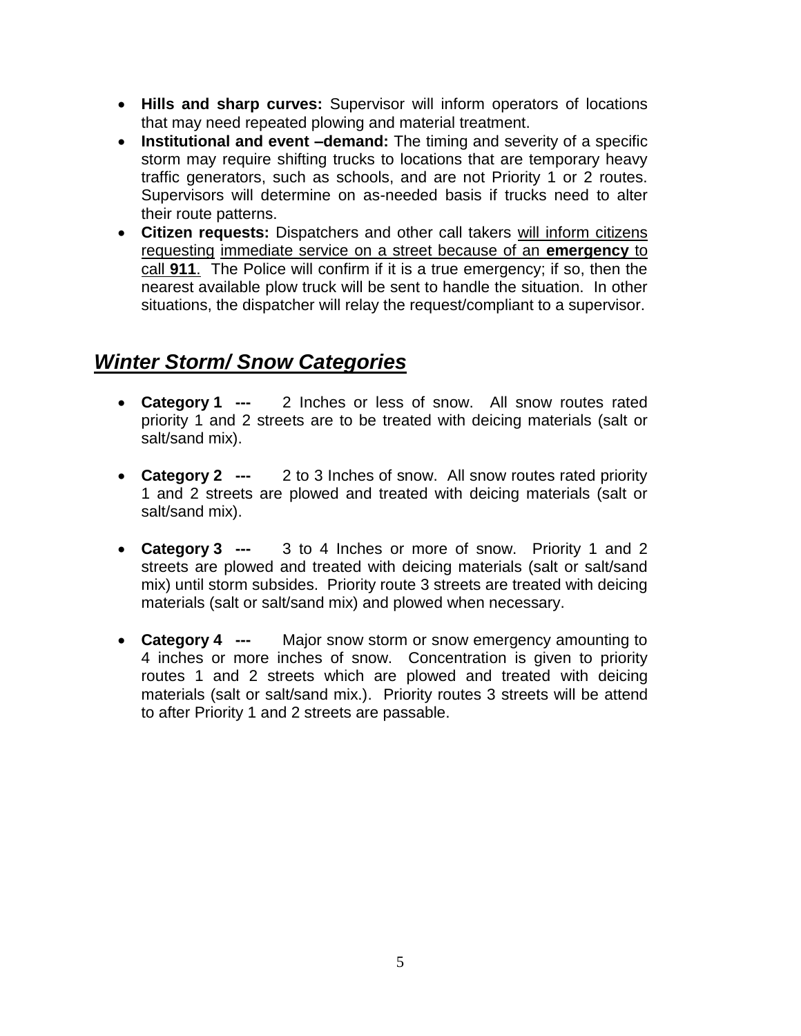- **Hills and sharp curves:** Supervisor will inform operators of locations that may need repeated plowing and material treatment.
- **Institutional and event –demand:** The timing and severity of a specific storm may require shifting trucks to locations that are temporary heavy traffic generators, such as schools, and are not Priority 1 or 2 routes. Supervisors will determine on as-needed basis if trucks need to alter their route patterns.
- **Citizen requests:** Dispatchers and other call takers will inform citizens requesting immediate service on a street because of an **emergency** to call **911**. The Police will confirm if it is a true emergency; if so, then the nearest available plow truck will be sent to handle the situation. In other situations, the dispatcher will relay the request/compliant to a supervisor.

## ***Winter Storm/ Snow Categories***

- **Category 1 ---** 2 Inches or less of snow. All snow routes rated priority 1 and 2 streets are to be treated with deicing materials (salt or salt/sand mix).

- **Category 2 ---** 2 to 3 Inches of snow. All snow routes rated priority 1 and 2 streets are plowed and treated with deicing materials (salt or salt/sand mix).

- **Category 3 ---** 3 to 4 Inches or more of snow. Priority 1 and 2 streets are plowed and treated with deicing materials (salt or salt/sand mix) until storm subsides. Priority route 3 streets are treated with deicing materials (salt or salt/sand mix) and plowed when necessary.

- **Category 4 ---** Major snow storm or snow emergency amounting to 4 inches or more inches of snow. Concentration is given to priority routes 1 and 2 streets which are plowed and treated with deicing materials (salt or salt/sand mix.). Priority routes 3 streets will be attend to after Priority 1 and 2 streets are passable.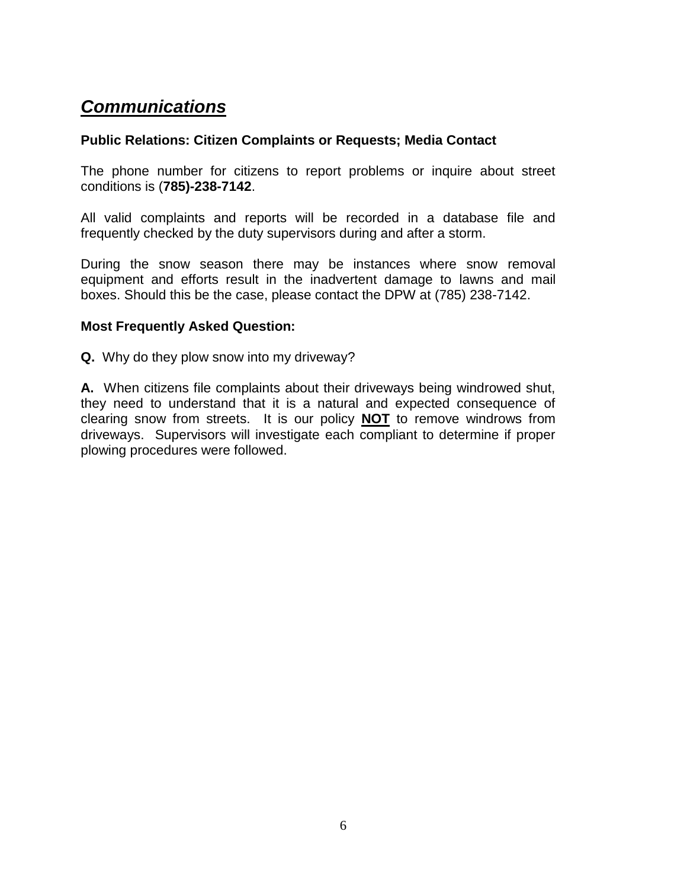## ***Communications***

**Public Relations: Citizen Complaints or Requests; Media Contact**

The phone number for citizens to report problems or inquire about street conditions is (**785)-238-7142**.

All valid complaints and reports will be recorded in a database file and frequently checked by the duty supervisors during and after a storm.

During the snow season there may be instances where snow removal equipment and efforts result in the inadvertent damage to lawns and mail boxes. Should this be the case, please contact the DPW at (785) 238-7142.

**Most Frequently Asked Question:**

**Q.** Why do they plow snow into my driveway?

**A.** When citizens file complaints about their driveways being windrowed shut, they need to understand that it is a natural and expected consequence of clearing snow from streets. It is our policy <u>**NOT**</u> to remove windrows from driveways. Supervisors will investigate each compliant to determine if proper plowing procedures were followed.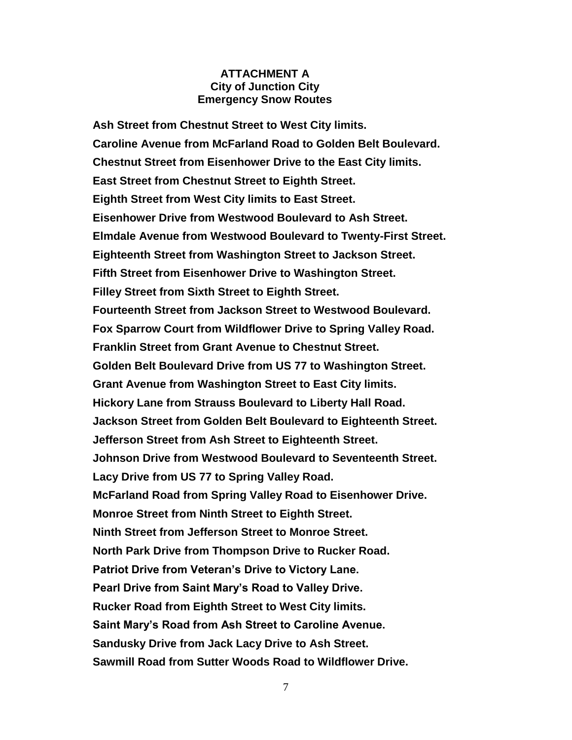**ATTACHMENT A**
**City of Junction City**
**Emergency Snow Routes**

**Ash Street from Chestnut Street to West City limits.**

**Caroline Avenue from McFarland Road to Golden Belt Boulevard.**

**Chestnut Street from Eisenhower Drive to the East City limits.**

**East Street from Chestnut Street to Eighth Street.**

**Eighth Street from West City limits to East Street.**

**Eisenhower Drive from Westwood Boulevard to Ash Street.**

**Elmdale Avenue from Westwood Boulevard to Twenty-First Street.**

**Eighteenth Street from Washington Street to Jackson Street.**

**Fifth Street from Eisenhower Drive to Washington Street.**

**Filley Street from Sixth Street to Eighth Street.**

**Fourteenth Street from Jackson Street to Westwood Boulevard.**

**Fox Sparrow Court from Wildflower Drive to Spring Valley Road.**

**Franklin Street from Grant Avenue to Chestnut Street.**

**Golden Belt Boulevard Drive from US 77 to Washington Street.**

**Grant Avenue from Washington Street to East City limits.**

**Hickory Lane from Strauss Boulevard to Liberty Hall Road.**

**Jackson Street from Golden Belt Boulevard to Eighteenth Street.**

**Jefferson Street from Ash Street to Eighteenth Street.**

**Johnson Drive from Westwood Boulevard to Seventeenth Street.**

**Lacy Drive from US 77 to Spring Valley Road.**

**McFarland Road from Spring Valley Road to Eisenhower Drive.**

**Monroe Street from Ninth Street to Eighth Street.**

**Ninth Street from Jefferson Street to Monroe Street.**

**North Park Drive from Thompson Drive to Rucker Road.**

**Patriot Drive from Veteran's Drive to Victory Lane.**

**Pearl Drive from Saint Mary's Road to Valley Drive.**

**Rucker Road from Eighth Street to West City limits.**

**Saint Mary's Road from Ash Street to Caroline Avenue.**

**Sandusky Drive from Jack Lacy Drive to Ash Street.**

**Sawmill Road from Sutter Woods Road to Wildflower Drive.**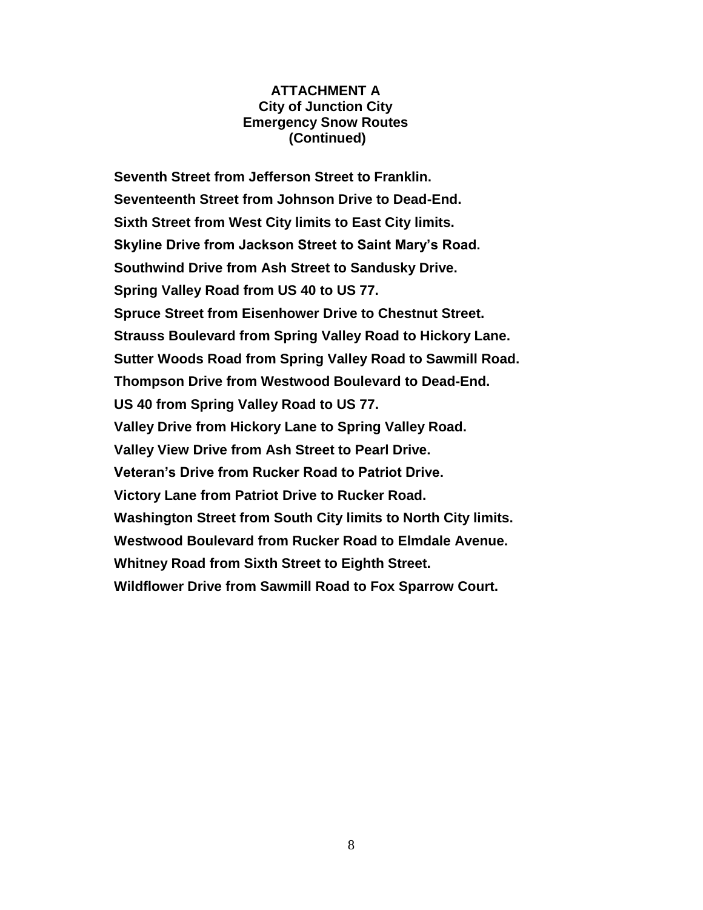**ATTACHMENT A**
**City of Junction City**
**Emergency Snow Routes**
**(Continued)**

**Seventh Street from Jefferson Street to Franklin.**

**Seventeenth Street from Johnson Drive to Dead-End.**

**Sixth Street from West City limits to East City limits.**

**Skyline Drive from Jackson Street to Saint Mary's Road.**

**Southwind Drive from Ash Street to Sandusky Drive.**

**Spring Valley Road from US 40 to US 77.**

**Spruce Street from Eisenhower Drive to Chestnut Street.**

**Strauss Boulevard from Spring Valley Road to Hickory Lane.**

**Sutter Woods Road from Spring Valley Road to Sawmill Road.**

**Thompson Drive from Westwood Boulevard to Dead-End.**

**US 40 from Spring Valley Road to US 77.**

**Valley Drive from Hickory Lane to Spring Valley Road.**

**Valley View Drive from Ash Street to Pearl Drive.**

**Veteran's Drive from Rucker Road to Patriot Drive.**

**Victory Lane from Patriot Drive to Rucker Road.**

**Washington Street from South City limits to North City limits.**

**Westwood Boulevard from Rucker Road to Elmdale Avenue.**

**Whitney Road from Sixth Street to Eighth Street.**

**Wildflower Drive from Sawmill Road to Fox Sparrow Court.**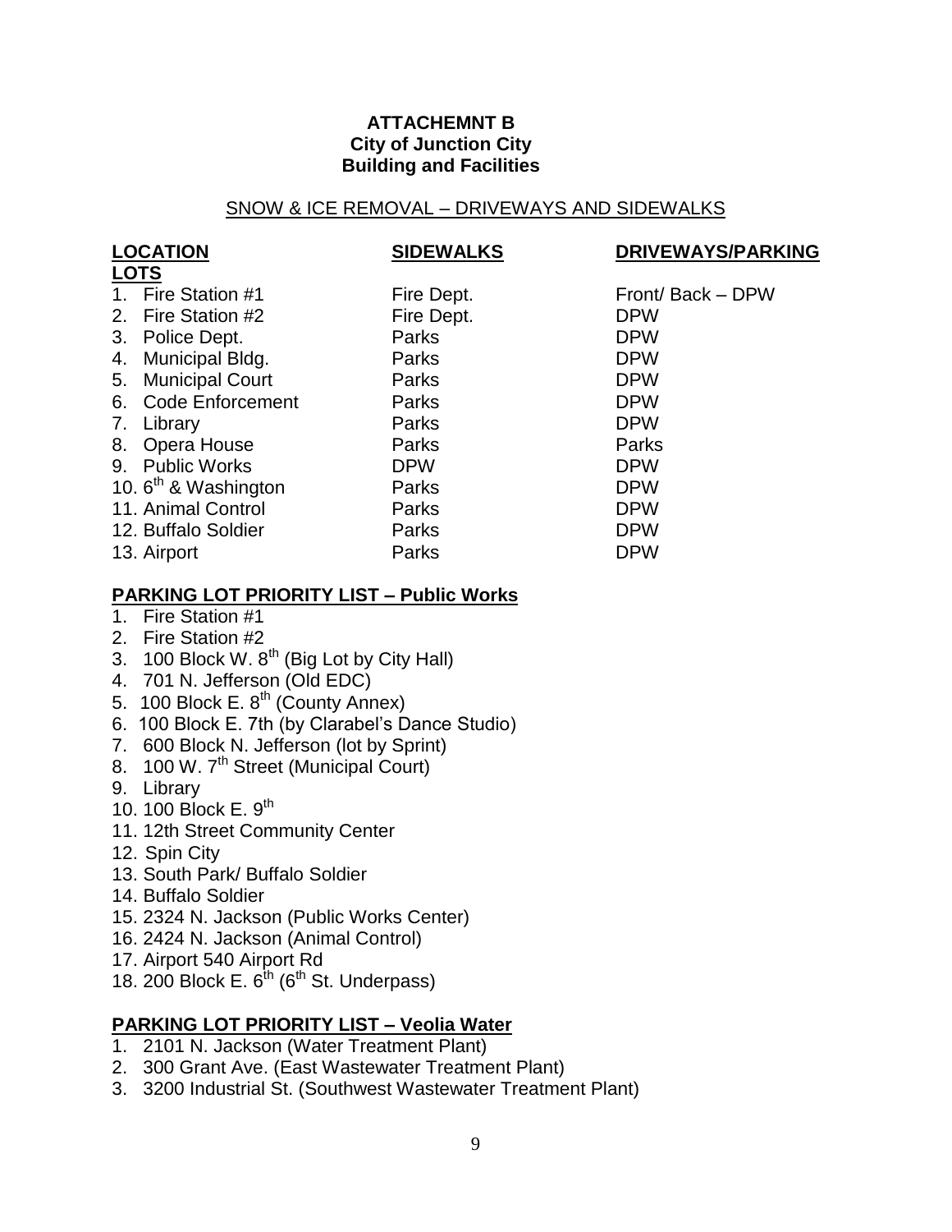**ATTACHEMNT B**
**City of Junction City**
**Building and Facilities**

SNOW & ICE REMOVAL – DRIVEWAYS AND SIDEWALKS

| LOCATION | SIDEWALKS | DRIVEWAYS/PARKING LOTS |
|---|---|---|
| 1. Fire Station #1 | Fire Dept. | Front/ Back – DPW |
| 2. Fire Station #2 | Fire Dept. | DPW |
| 3. Police Dept. | Parks | DPW |
| 4. Municipal Bldg. | Parks | DPW |
| 5. Municipal Court | Parks | DPW |
| 6. Code Enforcement | Parks | DPW |
| 7. Library | Parks | DPW |
| 8. Opera House | Parks | Parks |
| 9. Public Works | DPW | DPW |
| 10. 6th & Washington | Parks | DPW |
| 11. Animal Control | Parks | DPW |
| 12. Buffalo Soldier | Parks | DPW |
| 13. Airport | Parks | DPW |

**PARKING LOT PRIORITY LIST – Public Works**

1. Fire Station #1
2. Fire Station #2
3. 100 Block W. 8th (Big Lot by City Hall)
4. 701 N. Jefferson (Old EDC)
5. 100 Block E. 8th (County Annex)
6. 100 Block E. 7th (by Clarabel's Dance Studio)
7. 600 Block N. Jefferson (lot by Sprint)
8. 100 W. 7th Street (Municipal Court)
9. Library
10. 100 Block E. 9th
11. 12th Street Community Center
12. Spin City
13. South Park/ Buffalo Soldier
14. Buffalo Soldier
15. 2324 N. Jackson (Public Works Center)
16. 2424 N. Jackson (Animal Control)
17. Airport 540 Airport Rd
18. 200 Block E. 6th (6th St. Underpass)

**PARKING LOT PRIORITY LIST – Veolia Water**

1. 2101 N. Jackson (Water Treatment Plant)
2. 300 Grant Ave. (East Wastewater Treatment Plant)
3. 3200 Industrial St. (Southwest Wastewater Treatment Plant)